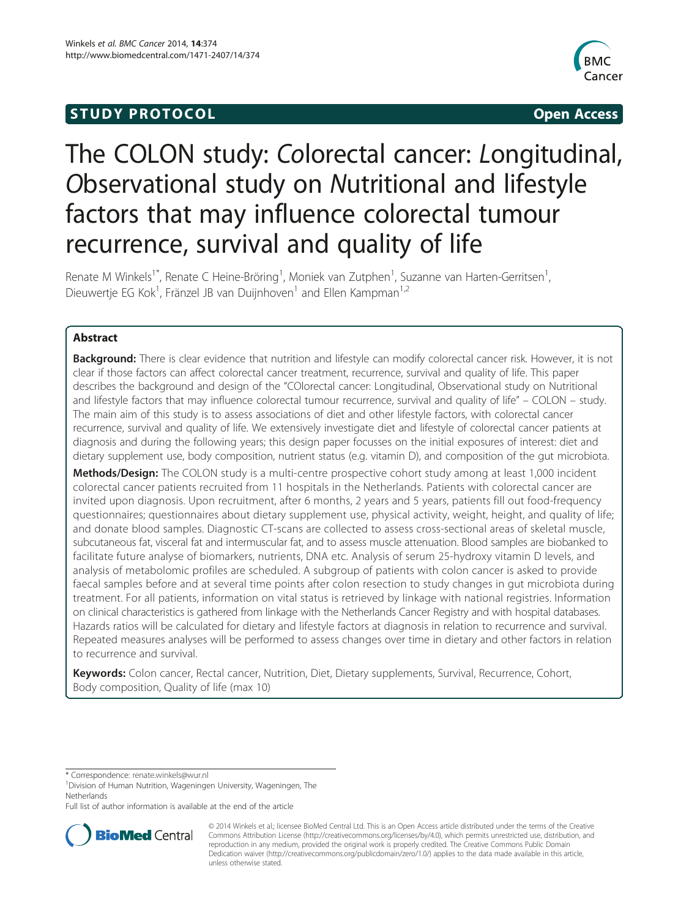STUDY PROTOCOL **Open Access**

# The COLON study: *Co*lorectal cancer: *L*ongitudinal, *O*bservational study on *N*utritional and lifestyle factors that may influence colorectal tumour recurrence, survival and quality of life

Renate M Winkels[1*], Renate C Heine-Bröring[1], Moniek van Zutphen[1], Suzanne van Harten-Gerritsen[1], Dieuwertje EG Kok[1], Fränzel JB van Duijnhoven[1] and Ellen Kampman[1,2]

## Abstract

**Background:** There is clear evidence that nutrition and lifestyle can modify colorectal cancer risk. However, it is not clear if those factors can affect colorectal cancer treatment, recurrence, survival and quality of life. This paper describes the background and design of the "COlorectal cancer: Longitudinal, Observational study on Nutritional and lifestyle factors that may influence colorectal tumour recurrence, survival and quality of life" – COLON – study. The main aim of this study is to assess associations of diet and other lifestyle factors, with colorectal cancer recurrence, survival and quality of life. We extensively investigate diet and lifestyle of colorectal cancer patients at diagnosis and during the following years; this design paper focusses on the initial exposures of interest: diet and dietary supplement use, body composition, nutrient status (e.g. vitamin D), and composition of the gut microbiota.

**Methods/Design:** The COLON study is a multi-centre prospective cohort study among at least 1,000 incident colorectal cancer patients recruited from 11 hospitals in the Netherlands. Patients with colorectal cancer are invited upon diagnosis. Upon recruitment, after 6 months, 2 years and 5 years, patients fill out food-frequency questionnaires; questionnaires about dietary supplement use, physical activity, weight, height, and quality of life; and donate blood samples. Diagnostic CT-scans are collected to assess cross-sectional areas of skeletal muscle, subcutaneous fat, visceral fat and intermuscular fat, and to assess muscle attenuation. Blood samples are biobanked to facilitate future analyse of biomarkers, nutrients, DNA etc. Analysis of serum 25-hydroxy vitamin D levels, and analysis of metabolomic profiles are scheduled. A subgroup of patients with colon cancer is asked to provide faecal samples before and at several time points after colon resection to study changes in gut microbiota during treatment. For all patients, information on vital status is retrieved by linkage with national registries. Information on clinical characteristics is gathered from linkage with the Netherlands Cancer Registry and with hospital databases. Hazards ratios will be calculated for dietary and lifestyle factors at diagnosis in relation to recurrence and survival. Repeated measures analyses will be performed to assess changes over time in dietary and other factors in relation to recurrence and survival.

**Keywords:** Colon cancer, Rectal cancer, Nutrition, Diet, Dietary supplements, Survival, Recurrence, Cohort, Body composition, Quality of life (max 10)

---

\* Correspondence: renate.winkels@wur.nl
[1]Division of Human Nutrition, Wageningen University, Wageningen, The Netherlands
Full list of author information is available at the end of the article

© 2014 Winkels et al.; licensee BioMed Central Ltd. This is an Open Access article distributed under the terms of the Creative Commons Attribution License (http://creativecommons.org/licenses/by/4.0), which permits unrestricted use, distribution, and reproduction in any medium, provided the original work is properly credited. The Creative Commons Public Domain Dedication waiver (http://creativecommons.org/publicdomain/zero/1.0/) applies to the data made available in this article, unless otherwise stated.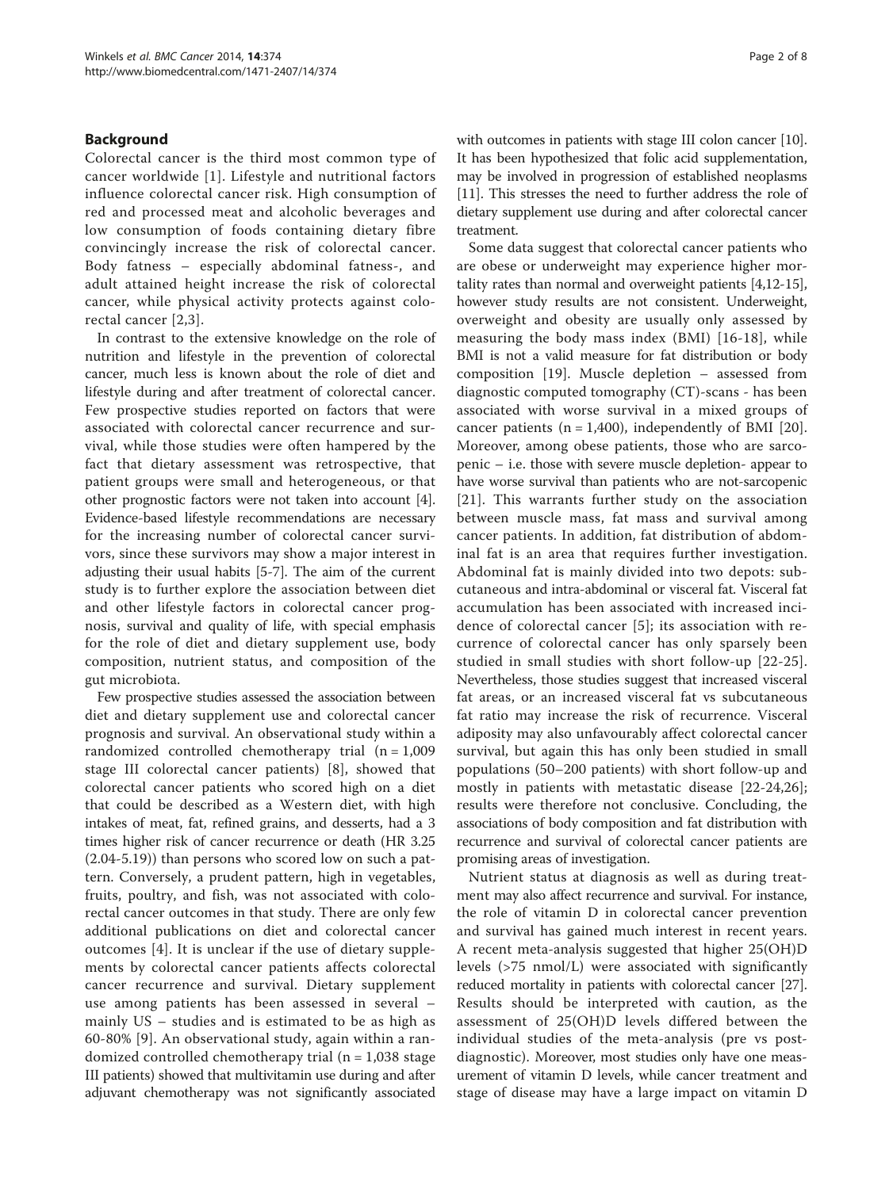## Background

Colorectal cancer is the third most common type of cancer worldwide [1]. Lifestyle and nutritional factors influence colorectal cancer risk. High consumption of red and processed meat and alcoholic beverages and low consumption of foods containing dietary fibre convincingly increase the risk of colorectal cancer. Body fatness – especially abdominal fatness-, and adult attained height increase the risk of colorectal cancer, while physical activity protects against colorectal cancer [2,3].

In contrast to the extensive knowledge on the role of nutrition and lifestyle in the prevention of colorectal cancer, much less is known about the role of diet and lifestyle during and after treatment of colorectal cancer. Few prospective studies reported on factors that were associated with colorectal cancer recurrence and survival, while those studies were often hampered by the fact that dietary assessment was retrospective, that patient groups were small and heterogeneous, or that other prognostic factors were not taken into account [4]. Evidence-based lifestyle recommendations are necessary for the increasing number of colorectal cancer survivors, since these survivors may show a major interest in adjusting their usual habits [5-7]. The aim of the current study is to further explore the association between diet and other lifestyle factors in colorectal cancer prognosis, survival and quality of life, with special emphasis for the role of diet and dietary supplement use, body composition, nutrient status, and composition of the gut microbiota.

Few prospective studies assessed the association between diet and dietary supplement use and colorectal cancer prognosis and survival. An observational study within a randomized controlled chemotherapy trial (n = 1,009 stage III colorectal cancer patients) [8], showed that colorectal cancer patients who scored high on a diet that could be described as a Western diet, with high intakes of meat, fat, refined grains, and desserts, had a 3 times higher risk of cancer recurrence or death (HR 3.25 (2.04-5.19)) than persons who scored low on such a pattern. Conversely, a prudent pattern, high in vegetables, fruits, poultry, and fish, was not associated with colorectal cancer outcomes in that study. There are only few additional publications on diet and colorectal cancer outcomes [4]. It is unclear if the use of dietary supplements by colorectal cancer patients affects colorectal cancer recurrence and survival. Dietary supplement use among patients has been assessed in several – mainly US – studies and is estimated to be as high as 60-80% [9]. An observational study, again within a randomized controlled chemotherapy trial (n = 1,038 stage III patients) showed that multivitamin use during and after adjuvant chemotherapy was not significantly associated with outcomes in patients with stage III colon cancer [10]. It has been hypothesized that folic acid supplementation, may be involved in progression of established neoplasms [11]. This stresses the need to further address the role of dietary supplement use during and after colorectal cancer treatment.

Some data suggest that colorectal cancer patients who are obese or underweight may experience higher mortality rates than normal and overweight patients [4,12-15], however study results are not consistent. Underweight, overweight and obesity are usually only assessed by measuring the body mass index (BMI) [16-18], while BMI is not a valid measure for fat distribution or body composition [19]. Muscle depletion – assessed from diagnostic computed tomography (CT)-scans - has been associated with worse survival in a mixed groups of cancer patients (n = 1,400), independently of BMI [20]. Moreover, among obese patients, those who are sarcopenic – i.e. those with severe muscle depletion- appear to have worse survival than patients who are not-sarcopenic [21]. This warrants further study on the association between muscle mass, fat mass and survival among cancer patients. In addition, fat distribution of abdominal fat is an area that requires further investigation. Abdominal fat is mainly divided into two depots: subcutaneous and intra-abdominal or visceral fat. Visceral fat accumulation has been associated with increased incidence of colorectal cancer [5]; its association with recurrence of colorectal cancer has only sparsely been studied in small studies with short follow-up [22-25]. Nevertheless, those studies suggest that increased visceral fat areas, or an increased visceral fat vs subcutaneous fat ratio may increase the risk of recurrence. Visceral adiposity may also unfavourably affect colorectal cancer survival, but again this has only been studied in small populations (50–200 patients) with short follow-up and mostly in patients with metastatic disease [22-24,26]; results were therefore not conclusive. Concluding, the associations of body composition and fat distribution with recurrence and survival of colorectal cancer patients are promising areas of investigation.

Nutrient status at diagnosis as well as during treatment may also affect recurrence and survival. For instance, the role of vitamin D in colorectal cancer prevention and survival has gained much interest in recent years. A recent meta-analysis suggested that higher 25(OH)D levels (>75 nmol/L) were associated with significantly reduced mortality in patients with colorectal cancer [27]. Results should be interpreted with caution, as the assessment of 25(OH)D levels differed between the individual studies of the meta-analysis (pre vs post-diagnostic). Moreover, most studies only have one measurement of vitamin D levels, while cancer treatment and stage of disease may have a large impact on vitamin D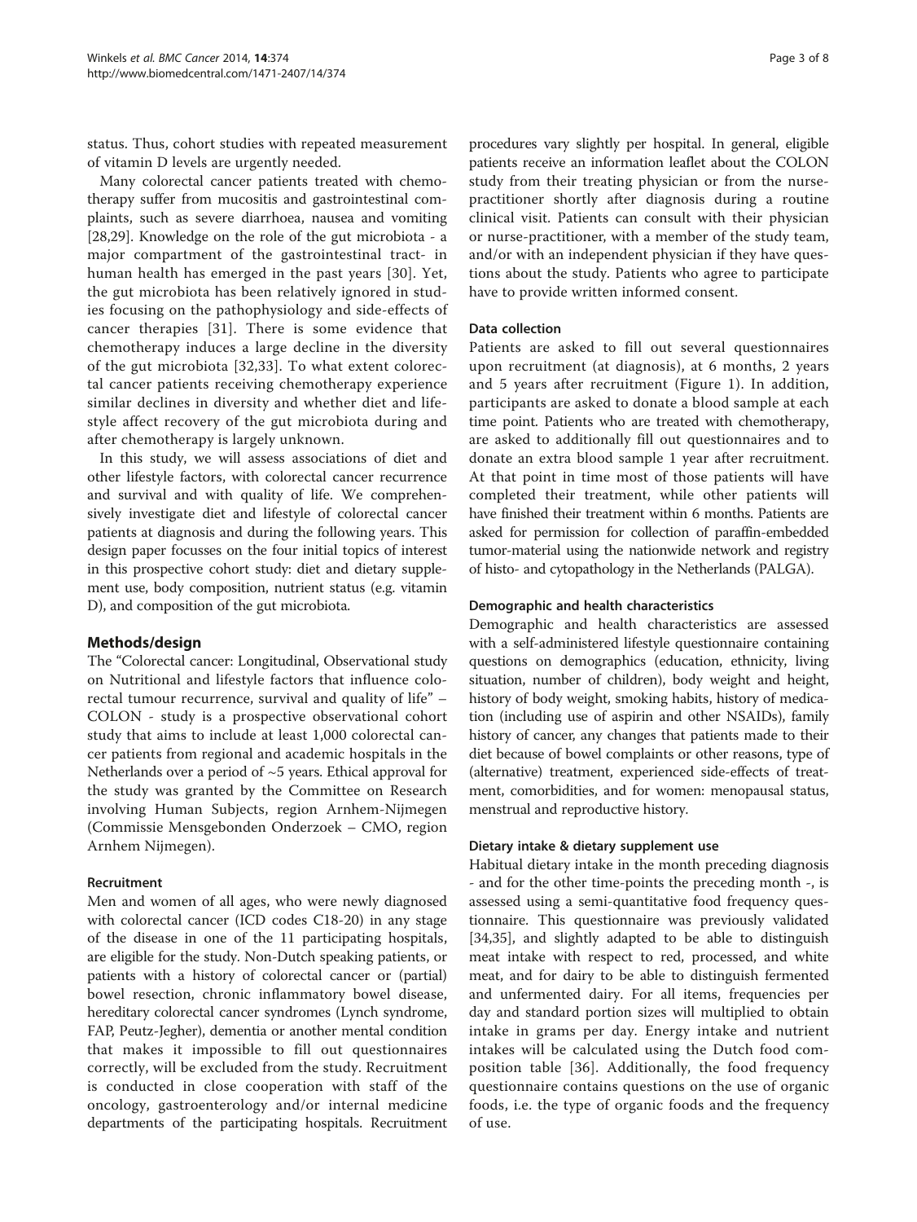status. Thus, cohort studies with repeated measurement of vitamin D levels are urgently needed.

Many colorectal cancer patients treated with chemotherapy suffer from mucositis and gastrointestinal complaints, such as severe diarrhoea, nausea and vomiting [28,29]. Knowledge on the role of the gut microbiota - a major compartment of the gastrointestinal tract- in human health has emerged in the past years [30]. Yet, the gut microbiota has been relatively ignored in studies focusing on the pathophysiology and side-effects of cancer therapies [31]. There is some evidence that chemotherapy induces a large decline in the diversity of the gut microbiota [32,33]. To what extent colorectal cancer patients receiving chemotherapy experience similar declines in diversity and whether diet and lifestyle affect recovery of the gut microbiota during and after chemotherapy is largely unknown.

In this study, we will assess associations of diet and other lifestyle factors, with colorectal cancer recurrence and survival and with quality of life. We comprehensively investigate diet and lifestyle of colorectal cancer patients at diagnosis and during the following years. This design paper focusses on the four initial topics of interest in this prospective cohort study: diet and dietary supplement use, body composition, nutrient status (e.g. vitamin D), and composition of the gut microbiota.

## Methods/design

The "Colorectal cancer: Longitudinal, Observational study on Nutritional and lifestyle factors that influence colorectal tumour recurrence, survival and quality of life" – COLON - study is a prospective observational cohort study that aims to include at least 1,000 colorectal cancer patients from regional and academic hospitals in the Netherlands over a period of ~5 years. Ethical approval for the study was granted by the Committee on Research involving Human Subjects, region Arnhem-Nijmegen (Commissie Mensgebonden Onderzoek – CMO, region Arnhem Nijmegen).

### Recruitment

Men and women of all ages, who were newly diagnosed with colorectal cancer (ICD codes C18-20) in any stage of the disease in one of the 11 participating hospitals, are eligible for the study. Non-Dutch speaking patients, or patients with a history of colorectal cancer or (partial) bowel resection, chronic inflammatory bowel disease, hereditary colorectal cancer syndromes (Lynch syndrome, FAP, Peutz-Jegher), dementia or another mental condition that makes it impossible to fill out questionnaires correctly, will be excluded from the study. Recruitment is conducted in close cooperation with staff of the oncology, gastroenterology and/or internal medicine departments of the participating hospitals. Recruitment procedures vary slightly per hospital. In general, eligible patients receive an information leaflet about the COLON study from their treating physician or from the nurse-practitioner shortly after diagnosis during a routine clinical visit. Patients can consult with their physician or nurse-practitioner, with a member of the study team, and/or with an independent physician if they have questions about the study. Patients who agree to participate have to provide written informed consent.

### Data collection

Patients are asked to fill out several questionnaires upon recruitment (at diagnosis), at 6 months, 2 years and 5 years after recruitment (Figure 1). In addition, participants are asked to donate a blood sample at each time point. Patients who are treated with chemotherapy, are asked to additionally fill out questionnaires and to donate an extra blood sample 1 year after recruitment. At that point in time most of those patients will have completed their treatment, while other patients will have finished their treatment within 6 months. Patients are asked for permission for collection of paraffin-embedded tumor-material using the nationwide network and registry of histo- and cytopathology in the Netherlands (PALGA).

### Demographic and health characteristics

Demographic and health characteristics are assessed with a self-administered lifestyle questionnaire containing questions on demographics (education, ethnicity, living situation, number of children), body weight and height, history of body weight, smoking habits, history of medication (including use of aspirin and other NSAIDs), family history of cancer, any changes that patients made to their diet because of bowel complaints or other reasons, type of (alternative) treatment, experienced side-effects of treatment, comorbidities, and for women: menopausal status, menstrual and reproductive history.

### Dietary intake & dietary supplement use

Habitual dietary intake in the month preceding diagnosis - and for the other time-points the preceding month -, is assessed using a semi-quantitative food frequency questionnaire. This questionnaire was previously validated [34,35], and slightly adapted to be able to distinguish meat intake with respect to red, processed, and white meat, and for dairy to be able to distinguish fermented and unfermented dairy. For all items, frequencies per day and standard portion sizes will multiplied to obtain intake in grams per day. Energy intake and nutrient intakes will be calculated using the Dutch food composition table [36]. Additionally, the food frequency questionnaire contains questions on the use of organic foods, i.e. the type of organic foods and the frequency of use.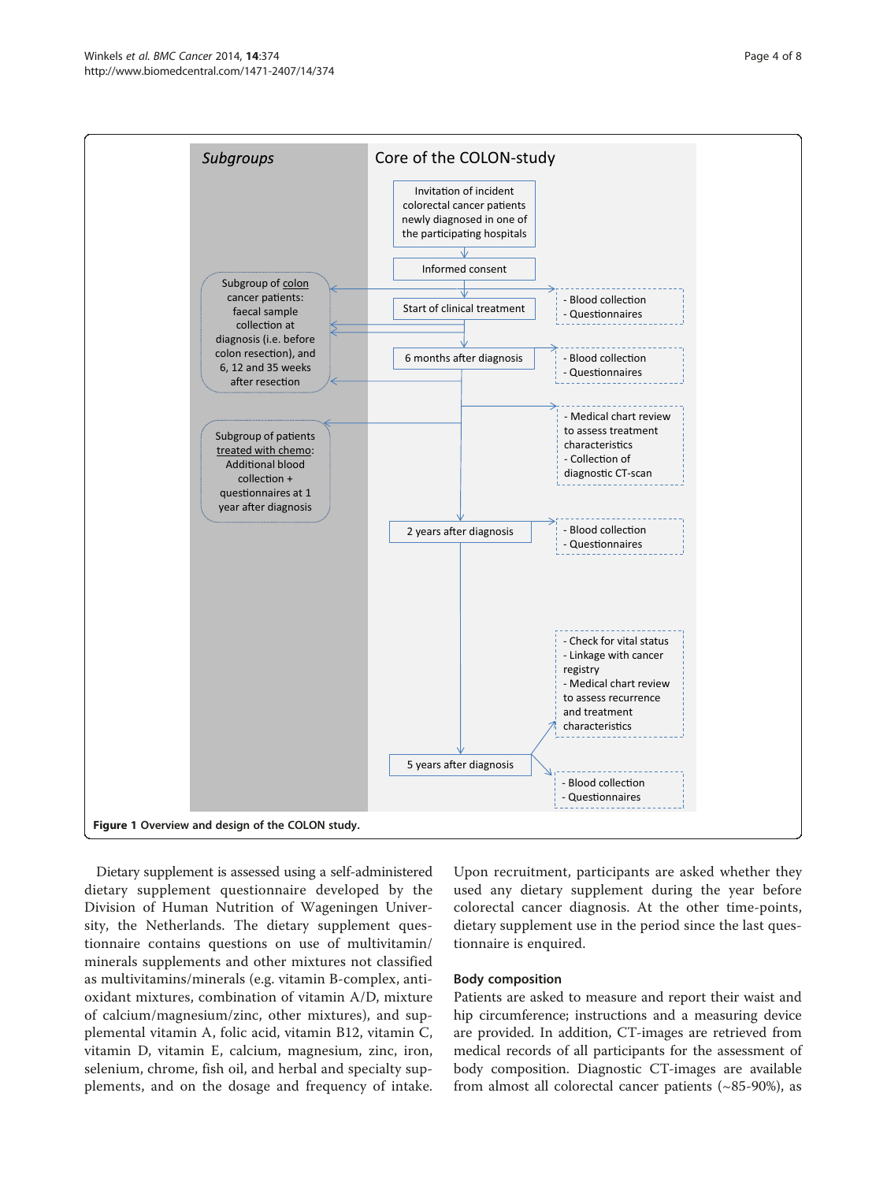Subgroups

Core of the COLON-study

Invitation of incident colorectal cancer patients newly diagnosed in one of the participating hospitals

Informed consent

Start of clinical treatment

- Blood collection
- Questionnaires

Subgroup of colon cancer patients: faecal sample collection at diagnosis (i.e. before colon resection), and 6, 12 and 35 weeks after resection

6 months after diagnosis

- Blood collection
- Questionnaires

- Medical chart review to assess treatment characteristics
- Collection of diagnostic CT-scan

Subgroup of patients treated with chemo: Additional blood collection + questionnaires at 1 year after diagnosis

2 years after diagnosis

- Blood collection
- Questionnaires

- Check for vital status
- Linkage with cancer registry
- Medical chart review to assess recurrence and treatment characteristics

5 years after diagnosis

- Blood collection
- Questionnaires

**Figure 1 Overview and design of the COLON study.**

Dietary supplement is assessed using a self-administered dietary supplement questionnaire developed by the Division of Human Nutrition of Wageningen University, the Netherlands. The dietary supplement questionnaire contains questions on use of multivitamin/minerals supplements and other mixtures not classified as multivitamins/minerals (e.g. vitamin B-complex, antioxidant mixtures, combination of vitamin A/D, mixture of calcium/magnesium/zinc, other mixtures), and supplemental vitamin A, folic acid, vitamin B12, vitamin C, vitamin D, vitamin E, calcium, magnesium, zinc, iron, selenium, chrome, fish oil, and herbal and specialty supplements, and on the dosage and frequency of intake. Upon recruitment, participants are asked whether they used any dietary supplement during the year before colorectal cancer diagnosis. At the other time-points, dietary supplement use in the period since the last questionnaire is enquired.

## Body composition

Patients are asked to measure and report their waist and hip circumference; instructions and a measuring device are provided. In addition, CT-images are retrieved from medical records of all participants for the assessment of body composition. Diagnostic CT-images are available from almost all colorectal cancer patients (~85-90%), as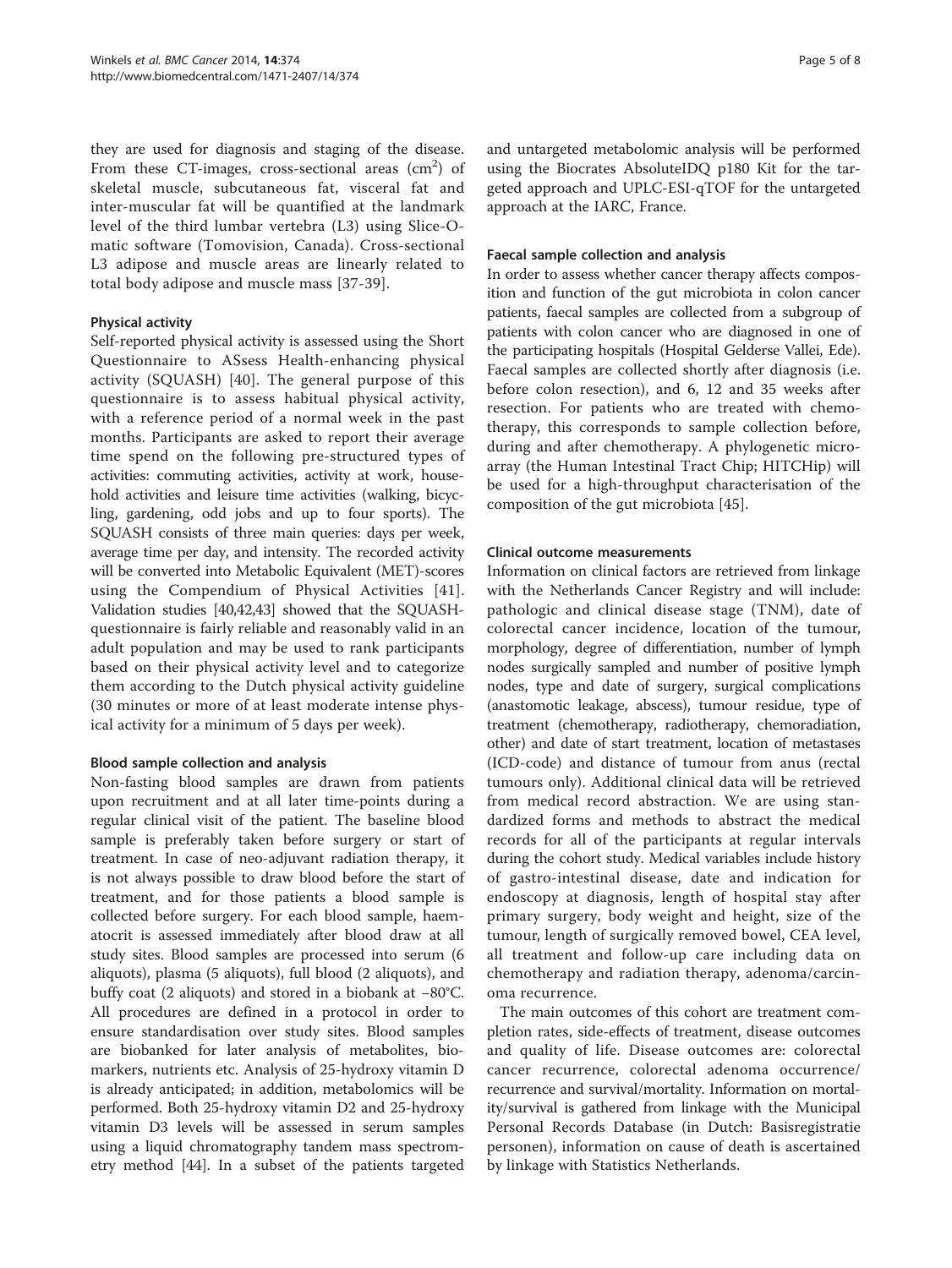they are used for diagnosis and staging of the disease. From these CT-images, cross-sectional areas ($cm^2$) of skeletal muscle, subcutaneous fat, visceral fat and inter-muscular fat will be quantified at the landmark level of the third lumbar vertebra (L3) using Slice-O-matic software (Tomovision, Canada). Cross-sectional L3 adipose and muscle areas are linearly related to total body adipose and muscle mass [37-39].

#### Physical activity

Self-reported physical activity is assessed using the Short Questionnaire to ASsess Health-enhancing physical activity (SQUASH) [40]. The general purpose of this questionnaire is to assess habitual physical activity, with a reference period of a normal week in the past months. Participants are asked to report their average time spend on the following pre-structured types of activities: commuting activities, activity at work, household activities and leisure time activities (walking, bicycling, gardening, odd jobs and up to four sports). The SQUASH consists of three main queries: days per week, average time per day, and intensity. The recorded activity will be converted into Metabolic Equivalent (MET)-scores using the Compendium of Physical Activities [41]. Validation studies [40,42,43] showed that the SQUASH-questionnaire is fairly reliable and reasonably valid in an adult population and may be used to rank participants based on their physical activity level and to categorize them according to the Dutch physical activity guideline (30 minutes or more of at least moderate intense physical activity for a minimum of 5 days per week).

#### Blood sample collection and analysis

Non-fasting blood samples are drawn from patients upon recruitment and at all later time-points during a regular clinical visit of the patient. The baseline blood sample is preferably taken before surgery or start of treatment. In case of neo-adjuvant radiation therapy, it is not always possible to draw blood before the start of treatment, and for those patients a blood sample is collected before surgery. For each blood sample, haematocrit is assessed immediately after blood draw at all study sites. Blood samples are processed into serum (6 aliquots), plasma (5 aliquots), full blood (2 aliquots), and buffy coat (2 aliquots) and stored in a biobank at −80°C. All procedures are defined in a protocol in order to ensure standardisation over study sites. Blood samples are biobanked for later analysis of metabolites, biomarkers, nutrients etc. Analysis of 25-hydroxy vitamin D is already anticipated; in addition, metabolomics will be performed. Both 25-hydroxy vitamin D2 and 25-hydroxy vitamin D3 levels will be assessed in serum samples using a liquid chromatography tandem mass spectrometry method [44]. In a subset of the patients targeted and untargeted metabolomic analysis will be performed using the Biocrates AbsoluteIDQ p180 Kit for the targeted approach and UPLC-ESI-qTOF for the untargeted approach at the IARC, France.

#### Faecal sample collection and analysis

In order to assess whether cancer therapy affects composition and function of the gut microbiota in colon cancer patients, faecal samples are collected from a subgroup of patients with colon cancer who are diagnosed in one of the participating hospitals (Hospital Gelderse Vallei, Ede). Faecal samples are collected shortly after diagnosis (i.e. before colon resection), and 6, 12 and 35 weeks after resection. For patients who are treated with chemotherapy, this corresponds to sample collection before, during and after chemotherapy. A phylogenetic microarray (the Human Intestinal Tract Chip; HITChip) will be used for a high-throughput characterisation of the composition of the gut microbiota [45].

#### Clinical outcome measurements

Information on clinical factors are retrieved from linkage with the Netherlands Cancer Registry and will include: pathologic and clinical disease stage (TNM), date of colorectal cancer incidence, location of the tumour, morphology, degree of differentiation, number of lymph nodes surgically sampled and number of positive lymph nodes, type and date of surgery, surgical complications (anastomotic leakage, abscess), tumour residue, type of treatment (chemotherapy, radiotherapy, chemoradiation, other) and date of start treatment, location of metastases (ICD-code) and distance of tumour from anus (rectal tumours only). Additional clinical data will be retrieved from medical record abstraction. We are using standardized forms and methods to abstract the medical records for all of the participants at regular intervals during the cohort study. Medical variables include history of gastro-intestinal disease, date and indication for endoscopy at diagnosis, length of hospital stay after primary surgery, body weight and height, size of the tumour, length of surgically removed bowel, CEA level, all treatment and follow-up care including data on chemotherapy and radiation therapy, adenoma/carcinoma recurrence.

The main outcomes of this cohort are treatment completion rates, side-effects of treatment, disease outcomes and quality of life. Disease outcomes are: colorectal cancer recurrence, colorectal adenoma occurrence/recurrence and survival/mortality. Information on mortality/survival is gathered from linkage with the Municipal Personal Records Database (in Dutch: Basisregistratie personen), information on cause of death is ascertained by linkage with Statistics Netherlands.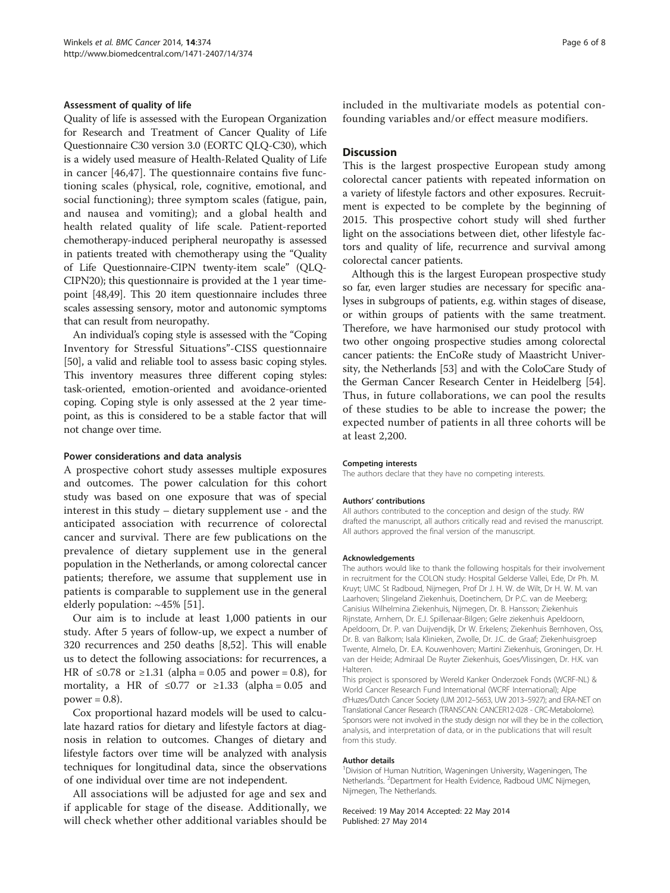#### Assessment of quality of life

Quality of life is assessed with the European Organization for Research and Treatment of Cancer Quality of Life Questionnaire C30 version 3.0 (EORTC QLQ-C30), which is a widely used measure of Health-Related Quality of Life in cancer [46,47]. The questionnaire contains five functioning scales (physical, role, cognitive, emotional, and social functioning); three symptom scales (fatigue, pain, and nausea and vomiting); and a global health and health related quality of life scale. Patient-reported chemotherapy-induced peripheral neuropathy is assessed in patients treated with chemotherapy using the "Quality of Life Questionnaire-CIPN twenty-item scale" (QLQ-CIPN20); this questionnaire is provided at the 1 year timepoint [48,49]. This 20 item questionnaire includes three scales assessing sensory, motor and autonomic symptoms that can result from neuropathy.

An individual's coping style is assessed with the "Coping Inventory for Stressful Situations"-CISS questionnaire [50], a valid and reliable tool to assess basic coping styles. This inventory measures three different coping styles: task-oriented, emotion-oriented and avoidance-oriented coping. Coping style is only assessed at the 2 year timepoint, as this is considered to be a stable factor that will not change over time.

#### Power considerations and data analysis

A prospective cohort study assesses multiple exposures and outcomes. The power calculation for this cohort study was based on one exposure that was of special interest in this study – dietary supplement use - and the anticipated association with recurrence of colorectal cancer and survival. There are few publications on the prevalence of dietary supplement use in the general population in the Netherlands, or among colorectal cancer patients; therefore, we assume that supplement use in patients is comparable to supplement use in the general elderly population: ~45% [51].

Our aim is to include at least 1,000 patients in our study. After 5 years of follow-up, we expect a number of 320 recurrences and 250 deaths [8,52]. This will enable us to detect the following associations: for recurrences, a HR of $\leq 0.78$ or $\geq 1.31$ (alpha = 0.05 and power = 0.8), for mortality, a HR of $\leq 0.77$ or $\geq 1.33$ (alpha = 0.05 and power = 0.8).

Cox proportional hazard models will be used to calculate hazard ratios for dietary and lifestyle factors at diagnosis in relation to outcomes. Changes of dietary and lifestyle factors over time will be analyzed with analysis techniques for longitudinal data, since the observations of one individual over time are not independent.

All associations will be adjusted for age and sex and if applicable for stage of the disease. Additionally, we will check whether other additional variables should be included in the multivariate models as potential confounding variables and/or effect measure modifiers.

### Discussion

This is the largest prospective European study among colorectal cancer patients with repeated information on a variety of lifestyle factors and other exposures. Recruitment is expected to be complete by the beginning of 2015. This prospective cohort study will shed further light on the associations between diet, other lifestyle factors and quality of life, recurrence and survival among colorectal cancer patients.

Although this is the largest European prospective study so far, even larger studies are necessary for specific analyses in subgroups of patients, e.g. within stages of disease, or within groups of patients with the same treatment. Therefore, we have harmonised our study protocol with two other ongoing prospective studies among colorectal cancer patients: the EnCoRe study of Maastricht University, the Netherlands [53] and with the ColoCare Study of the German Cancer Research Center in Heidelberg [54]. Thus, in future collaborations, we can pool the results of these studies to be able to increase the power; the expected number of patients in all three cohorts will be at least 2,200.

#### Competing interests

The authors declare that they have no competing interests.

#### Authors' contributions

All authors contributed to the conception and design of the study. RW drafted the manuscript, all authors critically read and revised the manuscript. All authors approved the final version of the manuscript.

#### Acknowledgements

The authors would like to thank the following hospitals for their involvement in recruitment for the COLON study: Hospital Gelderse Vallei, Ede, Dr Ph. M. Kruyt; UMC St Radboud, Nijmegen, Prof Dr J. H. W. de Wilt, Dr H. W. M. van Laarhoven; Slingeland Ziekenhuis, Doetinchem, Dr P.C. van de Meeberg; Canisius Wilhelmina Ziekenhuis, Nijmegen, Dr. B. Hansson; Ziekenhuis Rijnstate, Arnhem, Dr. E.J. Spillenaar-Bilgen; Gelre ziekenhuis Apeldoorn, Apeldoorn, Dr. P. van Duijvendijk, Dr W. Erkelens; Ziekenhuis Bernhoven, Oss, Dr. B. van Balkom; Isala Klinieken, Zwolle, Dr. J.C. de Graaf; Ziekenhuisgroep Twente, Almelo, Dr. E.A. Kouwenhoven; Martini Ziekenhuis, Groningen, Dr. H. van der Heide; Admiraal De Ruyter Ziekenhuis, Goes/Vlissingen, Dr. H.K. van Halteren.

This project is sponsored by Wereld Kanker Onderzoek Fonds (WCRF-NL) & World Cancer Research Fund International (WCRF International); Alpe d'Huzes/Dutch Cancer Society (UM 2012–5653, UW 2013–5927); and ERA-NET on Translational Cancer Research (TRANSCAN: CANCER12-028 - CRC-Metabolome). Sponsors were not involved in the study design nor will they be in the collection, analysis, and interpretation of data, or in the publications that will result from this study.

#### Author details

[1]Division of Human Nutrition, Wageningen University, Wageningen, The Netherlands. [2]Department for Health Evidence, Radboud UMC Nijmegen, Nijmegen, The Netherlands.

Received: 19 May 2014 Accepted: 22 May 2014
Published: 27 May 2014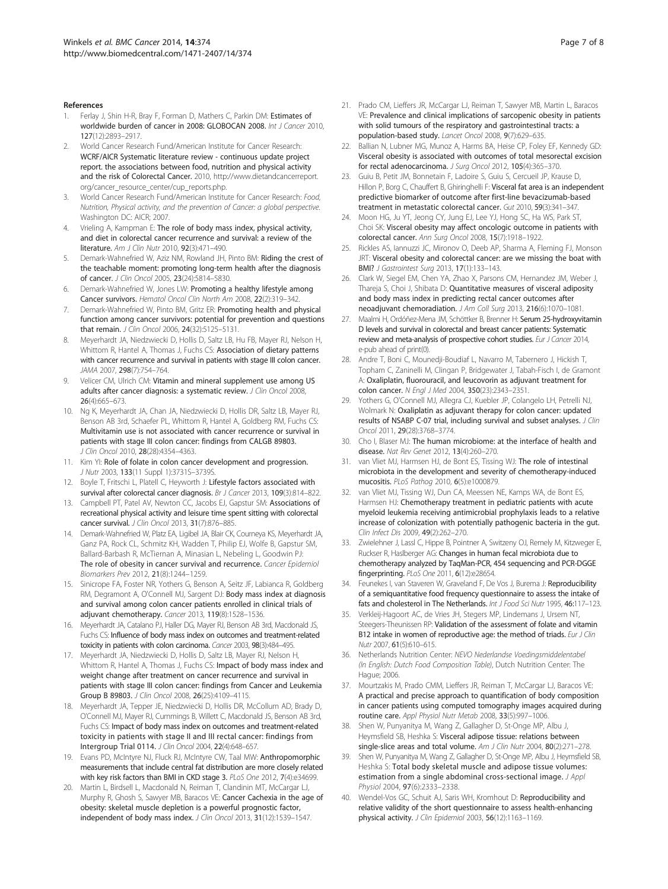## References

1. Ferlay J, Shin H-R, Bray F, Forman D, Mathers C, Parkin DM: **Estimates of worldwide burden of cancer in 2008: GLOBOCAN 2008.** *Int J Cancer* 2010, **127**(12):2893–2917.
2. World Cancer Research Fund/American Institute for Cancer Research: **WCRF/AICR Systematic literature review - continuous update project report. the associations between food, nutrition and physical activity and the risk of Colorectal Cancer.** 2010, http://www.dietandcancerreport.org/cancer_resource_center/cup_reports.php.
3. World Cancer Research Fund/American Institute for Cancer Research: *Food, Nutrition, Physical activity, and the prevention of Cancer: a global perspective.* Washington DC: AICR; 2007.
4. Vrieling A, Kampman E: **The role of body mass index, physical activity, and diet in colorectal cancer recurrence and survival: a review of the literature.** *Am J Clin Nutr* 2010, **92**(3):471–490.
5. Demark-Wahnefried W, Aziz NM, Rowland JH, Pinto BM: **Riding the crest of the teachable moment: promoting long-term health after the diagnosis of cancer.** *J Clin Oncol* 2005, **23**(24):5814–5830.
6. Demark-Wahnefried W, Jones LW: **Promoting a healthy lifestyle among Cancer survivors.** *Hematol Oncol Clin North Am* 2008, **22**(2):319–342.
7. Demark-Wahnefried W, Pinto BM, Gritz ER: **Promoting health and physical function among cancer survivors: potential for prevention and questions that remain.** *J Clin Oncol* 2006, **24**(32):5125–5131.
8. Meyerhardt JA, Niedzwiecki D, Hollis D, Saltz LB, Hu FB, Mayer RJ, Nelson H, Whittom R, Hantel A, Thomas J, Fuchs CS: **Association of dietary patterns with cancer recurrence and survival in patients with stage III colon cancer.** *JAMA* 2007, **298**(7):754–764.
9. Velicer CM, Ulrich CM: **Vitamin and mineral supplement use among US adults after cancer diagnosis: a systematic review.** *J Clin Oncol* 2008, **26**(4):665–673.
10. Ng K, Meyerhardt JA, Chan JA, Niedzwiecki D, Hollis DR, Saltz LB, Mayer RJ, Benson AB 3rd, Schaefer PL, Whittom R, Hantel A, Goldberg RM, Fuchs CS: **Multivitamin use is not associated with cancer recurrence or survival in patients with stage III colon cancer: findings from CALGB 89803.** *J Clin Oncol* 2010, **28**(28):4354–4363.
11. Kim YI: **Role of folate in colon cancer development and progression.** *J Nutr* 2003, **133**(11 Suppl 1):3731S–3739S.
12. Boyle T, Fritschi L, Platell C, Heyworth J: **Lifestyle factors associated with survival after colorectal cancer diagnosis.** *Br J Cancer* 2013, **109**(3):814–822.
13. Campbell PT, Patel AV, Newton CC, Jacobs EJ, Gapstur SM: **Associations of recreational physical activity and leisure time spent sitting with colorectal cancer survival.** *J Clin Oncol* 2013, **31**(7):876–885.
14. Demark-Wahnefried W, Platz EA, Ligibel JA, Blair CK, Courneya KS, Meyerhardt JA, Ganz PA, Rock CL, Schmitz KH, Wadden T, Philip EJ, Wolfe B, Gapstur SM, Ballard-Barbash R, McTiernan A, Minasian L, Nebeling L, Goodwin PJ: **The role of obesity in cancer survival and recurrence.** *Cancer Epidemiol Biomarkers Prev* 2012, **21**(8):1244–1259.
15. Sinicrope FA, Foster NR, Yothers G, Benson A, Seitz JF, Labianca R, Goldberg RM, Degramont A, O'Connell MJ, Sargent DJ: **Body mass index at diagnosis and survival among colon cancer patients enrolled in clinical trials of adjuvant chemotherapy.** *Cancer* 2013, **119**(8):1528–1536.
16. Meyerhardt JA, Catalano PJ, Haller DG, Mayer RJ, Benson AB 3rd, Macdonald JS, Fuchs CS: **Influence of body mass index on outcomes and treatment-related toxicity in patients with colon carcinoma.** *Cancer* 2003, **98**(3):484–495.
17. Meyerhardt JA, Niedzwiecki D, Hollis D, Saltz LB, Mayer RJ, Nelson H, Whittom R, Hantel A, Thomas J, Fuchs CS: **Impact of body mass index and weight change after treatment on cancer recurrence and survival in patients with stage III colon cancer: findings from Cancer and Leukemia Group B 89803.** *J Clin Oncol* 2008, **26**(25):4109–4115.
18. Meyerhardt JA, Tepper JE, Niedzwiecki D, Hollis DR, McCollum AD, Brady D, O'Connell MJ, Mayer RJ, Cummings B, Willett C, Macdonald JS, Benson AB 3rd, Fuchs CS: **Impact of body mass index on outcomes and treatment-related toxicity in patients with stage II and III rectal cancer: findings from Intergroup Trial 0114.** *J Clin Oncol* 2004, **22**(4):648–657.
19. Evans PD, McIntyre NJ, Fluck RJ, McIntyre CW, Taal MW: **Anthropomorphic measurements that include central fat distribution are more closely related with key risk factors than BMI in CKD stage 3.** *PLoS One* 2012, **7**(4):e34699.
20. Martin L, Birdsell L, Macdonald N, Reiman T, Clandinin MT, McCargar LJ, Murphy R, Ghosh S, Sawyer MB, Baracos VE: **Cancer Cachexia in the age of obesity: skeletal muscle depletion is a powerful prognostic factor, independent of body mass index.** *J Clin Oncol* 2013, **31**(12):1539–1547.
21. Prado CM, Lieffers JR, McCargar LJ, Reiman T, Sawyer MB, Martin L, Baracos VE: **Prevalence and clinical implications of sarcopenic obesity in patients with solid tumours of the respiratory and gastrointestinal tracts: a population-based study.** *Lancet Oncol* 2008, **9**(7):629–635.
22. Ballian N, Lubner MG, Munoz A, Harms BA, Heise CP, Foley EF, Kennedy GD: **Visceral obesity is associated with outcomes of total mesorectal excision for rectal adenocarcinoma.** *J Surg Oncol* 2012, **105**(4):365–370.
23. Guiu B, Petit JM, Bonnetain F, Ladoire S, Guiu S, Cercueil JP, Krause D, Hillon P, Borg C, Chauffert B, Ghiringhelli F: **Visceral fat area is an independent predictive biomarker of outcome after first-line bevacizumab-based treatment in metastatic colorectal cancer.** *Gut* 2010, **59**(3):341–347.
24. Moon HG, Ju YT, Jeong CY, Jung EJ, Lee YJ, Hong SC, Ha WS, Park ST, Choi SK: **Visceral obesity may affect oncologic outcome in patients with colorectal cancer.** *Ann Surg Oncol* 2008, **15**(7):1918–1922.
25. Rickles AS, Iannuzzi JC, Mironov O, Deeb AP, Sharma A, Fleming FJ, Monson JRT: **Visceral obesity and colorectal cancer: are we missing the boat with BMI?** *J Gastrointest Surg* 2013, **17**(1):133–143.
26. Clark W, Siegel EM, Chen YA, Zhao X, Parsons CM, Hernandez JM, Weber J, Thareja S, Choi J, Shibata D: **Quantitative measures of visceral adiposity and body mass index in predicting rectal cancer outcomes after neoadjuvant chemoradiation.** *J Am Coll Surg* 2013, **216**(6):1070–1081.
27. Maalmi H, Ordóñez-Mena JM, Schöttker B, Brenner H: **Serum 25-hydroxyvitamin D levels and survival in colorectal and breast cancer patients: Systematic review and meta-analysis of prospective cohort studies.** *Eur J Cancer* 2014, e-pub ahead of print(0).
28. Andre T, Boni C, Mounedji-Boudiaf L, Navarro M, Tabernero J, Hickish T, Topham C, Zaninelli M, Clingan P, Bridgewater J, Tabah-Fisch I, de Gramont A: **Oxaliplatin, fluorouracil, and leucovorin as adjuvant treatment for colon cancer.** *N Engl J Med* 2004, **350**(23):2343–2351.
29. Yothers G, O'Connell MJ, Allegra CJ, Kuebler JP, Colangelo LH, Petrelli NJ, Wolmark N: **Oxaliplatin as adjuvant therapy for colon cancer: updated results of NSABP C-07 trial, including survival and subset analyses.** *J Clin Oncol* 2011, **29**(28):3768–3774.
30. Cho I, Blaser MJ: **The human microbiome: at the interface of health and disease.** *Nat Rev Genet* 2012, **13**(4):260–270.
31. van Vliet MJ, Harmsen HJ, de Bont ES, Tissing WJ: **The role of intestinal microbiota in the development and severity of chemotherapy-induced mucositis.** *PLoS Pathog* 2010, **6**(5):e1000879.
32. van Vliet MJ, Tissing WJ, Dun CA, Meessen NE, Kamps WA, de Bont ES, Harmsen HJ: **Chemotherapy treatment in pediatric patients with acute myeloid leukemia receiving antimicrobial prophylaxis leads to a relative increase of colonization with potentially pathogenic bacteria in the gut.** *Clin Infect Dis* 2009, **49**(2):262–270.
33. Zwielehner J, Lassl C, Hippe B, Pointner A, Switzeny OJ, Remely M, Kitzweger E, Ruckser R, Haslberger AG: **Changes in human fecal microbiota due to chemotherapy analyzed by TaqMan-PCR, 454 sequencing and PCR-DGGE fingerprinting.** *PLoS One* 2011, **6**(12):e28654.
34. Feunekes I, van Staveren W, Graveland F, De Vos J, Burema J: **Reproducibility of a semiquantitative food frequency questionnaire to assess the intake of fats and cholesterol in The Netherlands.** *Int J Food Sci Nutr* 1995, **46:**117–123.
35. Verkleij-Hagoort AC, de Vries JH, Stegers MP, Lindemans J, Ursem NT, Steegers-Theunissen RP: **Validation of the assessment of folate and vitamin B12 intake in women of reproductive age: the method of triads.** *Eur J Clin Nutr* 2007, **61**(5):610–615.
36. Netherlands Nutrition Center: *NEVO Nederlandse Voedingsmiddelentabel (In English: Dutch Food Composition Table)*, Dutch Nutrition Center: The Hague; 2006.
37. Mourtzakis M, Prado CMM, Lieffers JR, Reiman T, McCargar LJ, Baracos VE: **A practical and precise approach to quantification of body composition in cancer patients using computed tomography images acquired during routine care.** *Appl Physiol Nutr Metab* 2008, **33**(5):997–1006.
38. Shen W, Punyanitya M, Wang Z, Gallagher D, St-Onge MP, Albu J, Heymsfield SB, Heshka S: **Visceral adipose tissue: relations between single-slice areas and total volume.** *Am J Clin Nutr* 2004, **80**(2):271–278.
39. Shen W, Punyanitya M, Wang Z, Gallagher D, St-Onge MP, Albu J, Heymsfield SB, Heshka S: **Total body skeletal muscle and adipose tissue volumes: estimation from a single abdominal cross-sectional image.** *J Appl Physiol* 2004, **97**(6):2333–2338.
40. Wendel-Vos GC, Schuit AJ, Saris WH, Kromhout D: **Reproducibility and relative validity of the short questionnaire to assess health-enhancing physical activity.** *J Clin Epidemiol* 2003, **56**(12):1163–1169.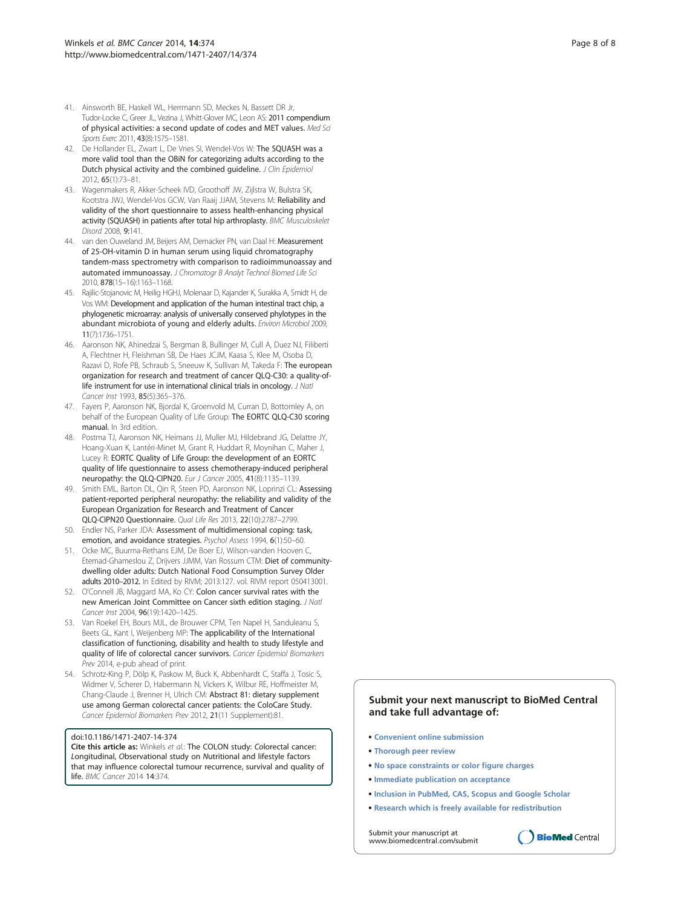41. Ainsworth BE, Haskell WL, Herrmann SD, Meckes N, Bassett DR Jr, Tudor-Locke C, Greer JL, Vezina J, Whitt-Glover MC, Leon AS: **2011 compendium of physical activities: a second update of codes and MET values.** *Med Sci Sports Exerc* 2011, **43**(8):1575–1581.
42. De Hollander EL, Zwart L, De Vries SI, Wendel-Vos W: **The SQUASH was a more valid tool than the OBiN for categorizing adults according to the Dutch physical activity and the combined guideline.** *J Clin Epidemiol* 2012, **65**(1):73–81.
43. Wagenmakers R, Akker-Scheek IVD, Groothoff JW, Zijlstra W, Bulstra SK, Kootstra JWJ, Wendel-Vos GCW, Van Raaij JJAM, Stevens M: **Reliability and validity of the short questionnaire to assess health-enhancing physical activity (SQUASH) in patients after total hip arthroplasty.** *BMC Musculoskelet Disord* 2008, **9**:141.
44. van den Ouweland JM, Beijers AM, Demacker PN, van Daal H: **Measurement of 25-OH-vitamin D in human serum using liquid chromatography tandem-mass spectrometry with comparison to radioimmunoassay and automated immunoassay.** *J Chromatogr B Analyt Technol Biomed Life Sci* 2010, **878**(15–16):1163–1168.
45. Rajilic-Stojanovic M, Heilig HGHJ, Molenaar D, Kajander K, Surakka A, Smidt H, de Vos WM: **Development and application of the human intestinal tract chip, a phylogenetic microarray: analysis of universally conserved phylotypes in the abundant microbiota of young and elderly adults.** *Environ Microbiol* 2009, **11**(7):1736–1751.
46. Aaronson NK, Ahinedzai S, Bergman B, Bullinger M, Cull A, Duez NJ, Filiberti A, Flechtner H, Fleishman SB, De Haes JCJM, Kaasa S, Klee M, Osoba D, Razavi D, Rofe PB, Schraub S, Sneeuw K, Sullivan M, Takeda F: **The european organization for research and treatment of cancer QLQ-C30: a quality-of-life instrument for use in international clinical trials in oncology.** *J Natl Cancer Inst* 1993, **85**(5):365–376.
47. Fayers P, Aaronson NK, Bjordal K, Groenvold M, Curran D, Bottomley A, on behalf of the European Quality of Life Group: **The EORTC QLQ-C30 scoring manual.** In 3rd edition.
48. Postma TJ, Aaronson NK, Heimans JJ, Muller MJ, Hildebrand JG, Delattre JY, Hoang-Xuan K, Lantéri-Minet M, Grant R, Huddart R, Moynihan C, Maher J, Lucey R: **EORTC Quality of Life Group: the development of an EORTC quality of life questionnaire to assess chemotherapy-induced peripheral neuropathy: the QLQ-CIPN20.** *Eur J Cancer* 2005, **41**(8):1135–1139.
49. Smith EML, Barton DL, Qin R, Steen PD, Aaronson NK, Loprinzi CL: **Assessing patient-reported peripheral neuropathy: the reliability and validity of the European Organization for Research and Treatment of Cancer QLQ-CIPN20 Questionnaire.** *Qual Life Res* 2013, **22**(10):2787–2799.
50. Endler NS, Parker JDA: **Assessment of multidimensional coping: task, emotion, and avoidance strategies.** *Psychol Assess* 1994, **6**(1):50–60.
51. Ocke MC, Buurma-Rethans EJM, De Boer EJ, Wilson-vanden Hooven C, Etemad-Ghameslou Z, Drijvers JJMM, Van Rossum CTM: **Diet of community-dwelling older adults: Dutch National Food Consumption Survey Older adults 2010–2012.** In Edited by RIVM; 2013:127. vol. RIVM report 050413001.
52. O'Connell JB, Maggard MA, Ko CY: **Colon cancer survival rates with the new American Joint Committee on Cancer sixth edition staging.** *J Natl Cancer Inst* 2004, **96**(19):1420–1425.
53. Van Roekel EH, Bours MJL, de Brouwer CPM, Ten Napel H, Sanduleanu S, Beets GL, Kant I, Weijenberg MP: **The applicability of the International classification of functioning, disability and health to study lifestyle and quality of life of colorectal cancer survivors.** *Cancer Epidemiol Biomarkers Prev* 2014, e-pub ahead of print.
54. Schrotz-King P, Dölp K, Paskow M, Buck K, Abbenhardt C, Staffa J, Tosic S, Widmer V, Scherer D, Habermann N, Vickers K, Wilbur RE, Hoffmeister M, Chang-Claude J, Brenner H, Ulrich CM: **Abstract 81: dietary supplement use among German colorectal cancer patients: the ColoCare Study.** *Cancer Epidemiol Biomarkers Prev* 2012, **21**(11 Supplement):81.

doi:10.1186/1471-2407-14-374

**Cite this article as:** Winkels *et al.*: **The COLON study: *Co*lorectal cancer: *L*ongitudinal, *O*bservational study on *N*utritional and lifestyle factors that may influence colorectal tumour recurrence, survival and quality of life.** *BMC Cancer* 2014 **14**:374.

**Submit your next manuscript to BioMed Central and take full advantage of:**

- **Convenient online submission**
- **Thorough peer review**
- **No space constraints or color figure charges**
- **Immediate publication on acceptance**
- **Inclusion in PubMed, CAS, Scopus and Google Scholar**
- **Research which is freely available for redistribution**

Submit your manuscript at
www.biomedcentral.com/submit

BioMed Central